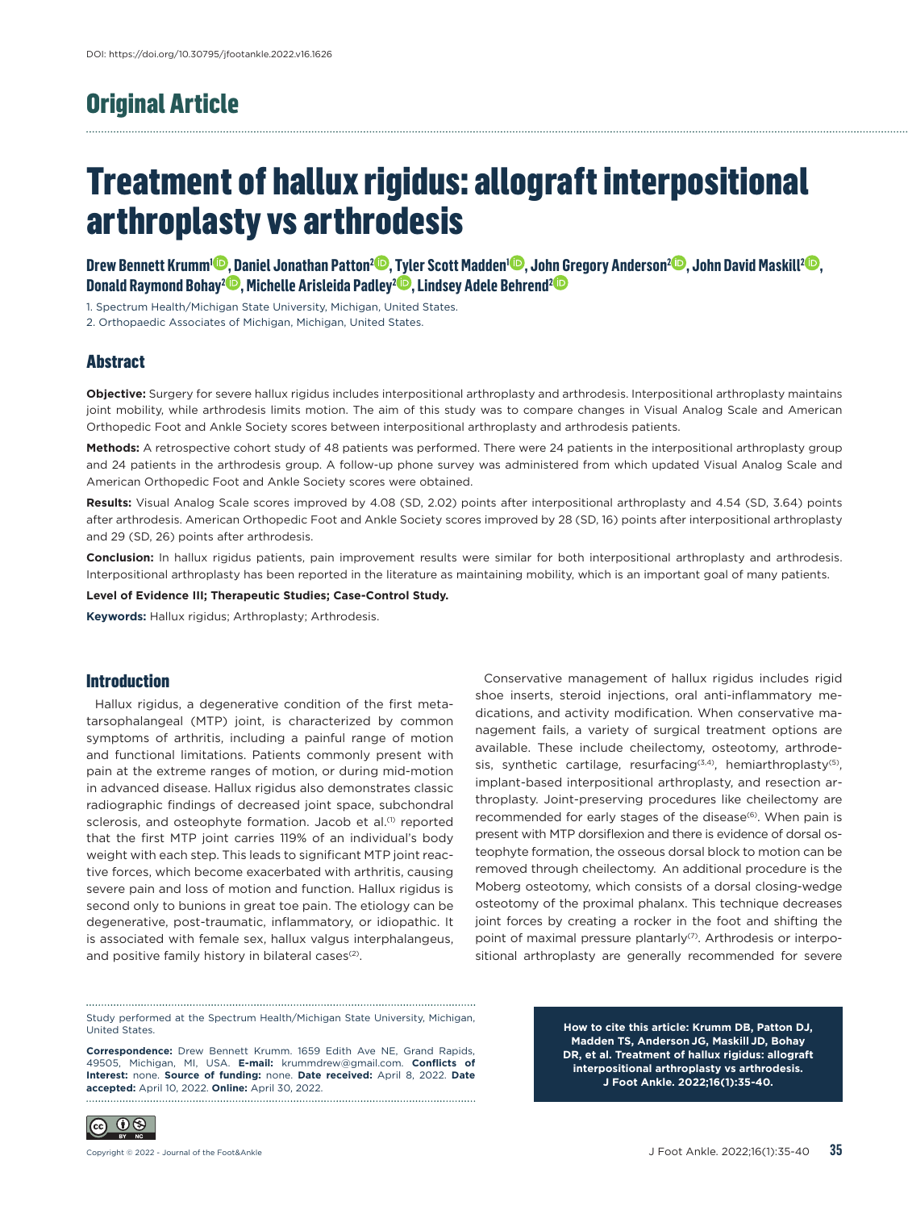DOI: https://doi.org/10.30795/jfootankle.2022.v16.1626

## Original Article

# Treatment of hallux rigidus: allograft interpositional arthroplasty vs arthrodesis

**Drew Bennett Krumm[1], Daniel Jonathan Patton[2], Tyler Scott Madden[1], John Gregory Anderson[2], John David Maskill[2], Donald Raymond Bohay[2], Michelle Arisleida Padley[2], Lindsey Adele Behrend[2]**

1. Spectrum Health/Michigan State University, Michigan, United States.
2. Orthopaedic Associates of Michigan, Michigan, United States.

## Abstract

**Objective:** Surgery for severe hallux rigidus includes interpositional arthroplasty and arthrodesis. Interpositional arthroplasty maintains joint mobility, while arthrodesis limits motion. The aim of this study was to compare changes in Visual Analog Scale and American Orthopedic Foot and Ankle Society scores between interpositional arthroplasty and arthrodesis patients.

**Methods:** A retrospective cohort study of 48 patients was performed. There were 24 patients in the interpositional arthroplasty group and 24 patients in the arthrodesis group. A follow-up phone survey was administered from which updated Visual Analog Scale and American Orthopedic Foot and Ankle Society scores were obtained.

**Results:** Visual Analog Scale scores improved by 4.08 (SD, 2.02) points after interpositional arthroplasty and 4.54 (SD, 3.64) points after arthrodesis. American Orthopedic Foot and Ankle Society scores improved by 28 (SD, 16) points after interpositional arthroplasty and 29 (SD, 26) points after arthrodesis.

**Conclusion:** In hallux rigidus patients, pain improvement results were similar for both interpositional arthroplasty and arthrodesis. Interpositional arthroplasty has been reported in the literature as maintaining mobility, which is an important goal of many patients.

**Level of Evidence III; Therapeutic Studies; Case-Control Study.**

**Keywords:** Hallux rigidus; Arthroplasty; Arthrodesis.

## Introduction

Hallux rigidus, a degenerative condition of the first metatarsophalangeal (MTP) joint, is characterized by common symptoms of arthritis, including a painful range of motion and functional limitations. Patients commonly present with pain at the extreme ranges of motion, or during mid-motion in advanced disease. Hallux rigidus also demonstrates classic radiographic findings of decreased joint space, subchondral sclerosis, and osteophyte formation. Jacob et al.[1] reported that the first MTP joint carries 119% of an individual's body weight with each step. This leads to significant MTP joint reactive forces, which become exacerbated with arthritis, causing severe pain and loss of motion and function. Hallux rigidus is second only to bunions in great toe pain. The etiology can be degenerative, post-traumatic, inflammatory, or idiopathic. It is associated with female sex, hallux valgus interphalangeus, and positive family history in bilateral cases[2].

Conservative management of hallux rigidus includes rigid shoe inserts, steroid injections, oral anti-inflammatory medications, and activity modification. When conservative management fails, a variety of surgical treatment options are available. These include cheilectomy, osteotomy, arthrodesis, synthetic cartilage, resurfacing[3,4], hemiarthroplasty[5], implant-based interpositional arthroplasty, and resection arthroplasty. Joint-preserving procedures like cheilectomy are recommended for early stages of the disease[6]. When pain is present with MTP dorsiflexion and there is evidence of dorsal osteophyte formation, the osseous dorsal block to motion can be removed through cheilectomy. An additional procedure is the Moberg osteotomy, which consists of a dorsal closing-wedge osteotomy of the proximal phalanx. This technique decreases joint forces by creating a rocker in the foot and shifting the point of maximal pressure plantarly[7]. Arthrodesis or interpositional arthroplasty are generally recommended for severe

Study performed at the Spectrum Health/Michigan State University, Michigan, United States.

**Correspondence:** Drew Bennett Krumm. 1659 Edith Ave NE, Grand Rapids, 49505, Michigan, MI, USA. **E-mail:** krummdrew@gmail.com. **Conflicts of Interest:** none. **Source of funding:** none. **Date received:** April 8, 2022. **Date accepted:** April 10, 2022. **Online:** April 30, 2022.

**How to cite this article: Krumm DB, Patton DJ, Madden TS, Anderson JG, Maskill JD, Bohay DR, et al. Treatment of hallux rigidus: allograft interpositional arthroplasty vs arthrodesis. J Foot Ankle. 2022;16(1):35-40.**

Copyright © 2022 - Journal of the Foot&Ankle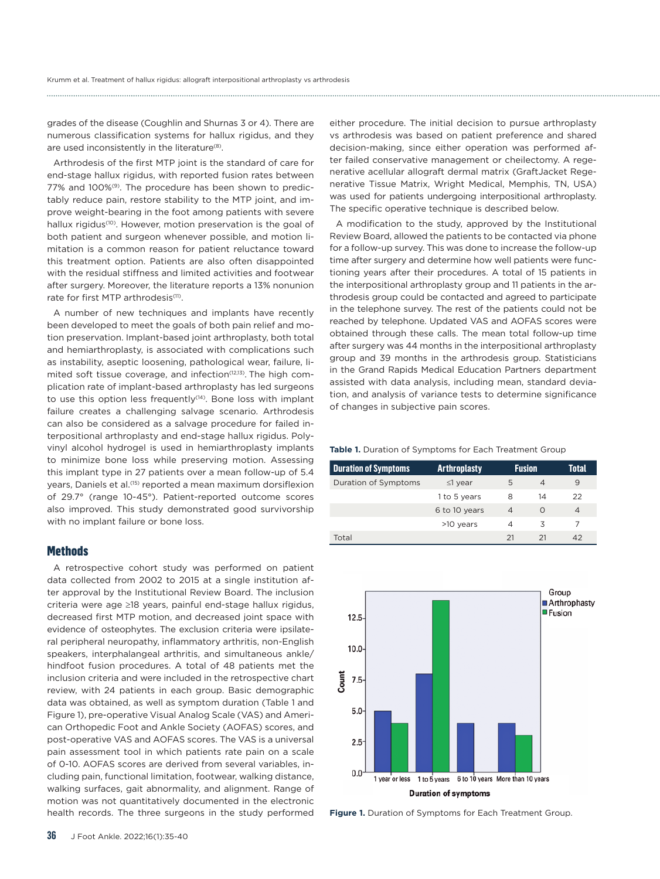grades of the disease (Coughlin and Shurnas 3 or 4). There are numerous classification systems for hallux rigidus, and they are used inconsistently in the literature[8].

Arthrodesis of the first MTP joint is the standard of care for end-stage hallux rigidus, with reported fusion rates between 77% and 100%[9]. The procedure has been shown to predictably reduce pain, restore stability to the MTP joint, and improve weight-bearing in the foot among patients with severe hallux rigidus[10]. However, motion preservation is the goal of both patient and surgeon whenever possible, and motion limitation is a common reason for patient reluctance toward this treatment option. Patients are also often disappointed with the residual stiffness and limited activities and footwear after surgery. Moreover, the literature reports a 13% nonunion rate for first MTP arthrodesis[11].

A number of new techniques and implants have recently been developed to meet the goals of both pain relief and motion preservation. Implant-based joint arthroplasty, both total and hemiarthroplasty, is associated with complications such as instability, aseptic loosening, pathological wear, failure, limited soft tissue coverage, and infection[12,13]. The high complication rate of implant-based arthroplasty has led surgeons to use this option less frequently[14]. Bone loss with implant failure creates a challenging salvage scenario. Arthrodesis can also be considered as a salvage procedure for failed interpositional arthroplasty and end-stage hallux rigidus. Polyvinyl alcohol hydrogel is used in hemiarthroplasty implants to minimize bone loss while preserving motion. Assessing this implant type in 27 patients over a mean follow-up of 5.4 years, Daniels et al.[15] reported a mean maximum dorsiflexion of 29.7° (range 10-45°). Patient-reported outcome scores also improved. This study demonstrated good survivorship with no implant failure or bone loss.

## Methods

A retrospective cohort study was performed on patient data collected from 2002 to 2015 at a single institution after approval by the Institutional Review Board. The inclusion criteria were age ≥18 years, painful end-stage hallux rigidus, decreased first MTP motion, and decreased joint space with evidence of osteophytes. The exclusion criteria were ipsilateral peripheral neuropathy, inflammatory arthritis, non-English speakers, interphalangeal arthritis, and simultaneous ankle/hindfoot fusion procedures. A total of 48 patients met the inclusion criteria and were included in the retrospective chart review, with 24 patients in each group. Basic demographic data was obtained, as well as symptom duration (Table 1 and Figure 1), pre-operative Visual Analog Scale (VAS) and American Orthopedic Foot and Ankle Society (AOFAS) scores, and post-operative VAS and AOFAS scores. The VAS is a universal pain assessment tool in which patients rate pain on a scale of 0-10. AOFAS scores are derived from several variables, including pain, functional limitation, footwear, walking distance, walking surfaces, gait abnormality, and alignment. Range of motion was not quantitatively documented in the electronic health records. The three surgeons in the study performed either procedure. The initial decision to pursue arthroplasty vs arthrodesis was based on patient preference and shared decision-making, since either operation was performed after failed conservative management or cheilectomy. A regenerative acellular allograft dermal matrix (GraftJacket Regenerative Tissue Matrix, Wright Medical, Memphis, TN, USA) was used for patients undergoing interpositional arthroplasty. The specific operative technique is described below.

A modification to the study, approved by the Institutional Review Board, allowed the patients to be contacted via phone for a follow-up survey. This was done to increase the follow-up time after surgery and determine how well patients were functioning years after their procedures. A total of 15 patients in the interpositional arthroplasty group and 11 patients in the arthrodesis group could be contacted and agreed to participate in the telephone survey. The rest of the patients could not be reached by telephone. Updated VAS and AOFAS scores were obtained through these calls. The mean total follow-up time after surgery was 44 months in the interpositional arthroplasty group and 39 months in the arthrodesis group. Statisticians in the Grand Rapids Medical Education Partners department assisted with data analysis, including mean, standard deviation, and analysis of variance tests to determine significance of changes in subjective pain scores.

**Table 1.** Duration of Symptoms for Each Treatment Group

| Duration of Symptoms | | Arthroplasty | Fusion | Total |
|---|---|---|---|---|
| Duration of Symptoms | ≤1 year | 5 | 4 | 9 |
| | 1 to 5 years | 8 | 14 | 22 |
| | 6 to 10 years | 4 | 0 | 4 |
| | >10 years | 4 | 3 | 7 |
| Total | | 21 | 21 | 42 |

**Figure 1.** Duration of Symptoms for Each Treatment Group.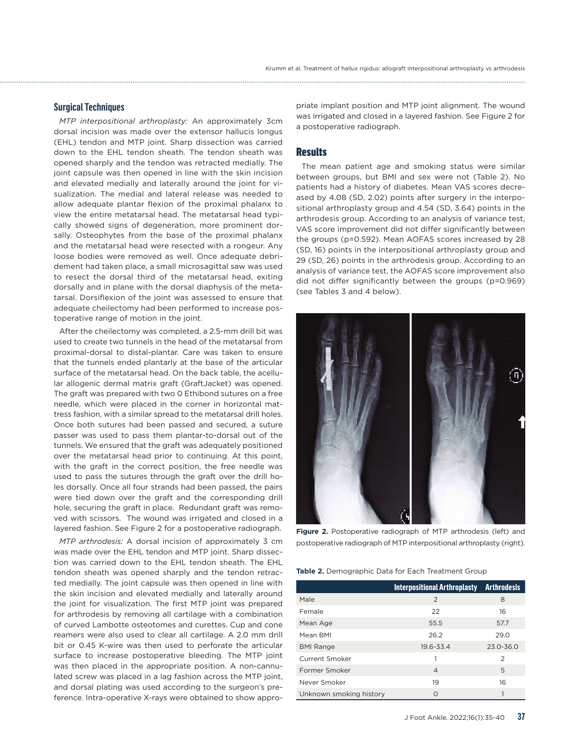## Surgical Techniques

*MTP interpositional arthroplasty:* An approximately 3cm dorsal incision was made over the extensor hallucis longus (EHL) tendon and MTP joint. Sharp dissection was carried down to the EHL tendon sheath. The tendon sheath was opened sharply and the tendon was retracted medially. The joint capsule was then opened in line with the skin incision and elevated medially and laterally around the joint for visualization. The medial and lateral release was needed to allow adequate plantar flexion of the proximal phalanx to view the entire metatarsal head. The metatarsal head typically showed signs of degeneration, more prominent dorsally. Osteophytes from the base of the proximal phalanx and the metatarsal head were resected with a rongeur. Any loose bodies were removed as well. Once adequate debridement had taken place, a small microsagittal saw was used to resect the dorsal third of the metatarsal head, exiting dorsally and in plane with the dorsal diaphysis of the metatarsal. Dorsiflexion of the joint was assessed to ensure that adequate cheilectomy had been performed to increase postoperative range of motion in the joint.

After the cheilectomy was completed, a 2.5-mm drill bit was used to create two tunnels in the head of the metatarsal from proximal-dorsal to distal-plantar. Care was taken to ensure that the tunnels ended plantarly at the base of the articular surface of the metatarsal head. On the back table, the acellular allogenic dermal matrix graft (GraftJacket) was opened. The graft was prepared with two 0 Ethibond sutures on a free needle, which were placed in the corner in horizontal mattress fashion, with a similar spread to the metatarsal drill holes. Once both sutures had been passed and secured, a suture passer was used to pass them plantar-to-dorsal out of the tunnels. We ensured that the graft was adequately positioned over the metatarsal head prior to continuing. At this point, with the graft in the correct position, the free needle was used to pass the sutures through the graft over the drill holes dorsally. Once all four strands had been passed, the pairs were tied down over the graft and the corresponding drill hole, securing the graft in place. Redundant graft was removed with scissors. The wound was irrigated and closed in a layered fashion. See Figure 2 for a postoperative radiograph.

*MTP arthrodesis:* A dorsal incision of approximately 3 cm was made over the EHL tendon and MTP joint. Sharp dissection was carried down to the EHL tendon sheath. The EHL tendon sheath was opened sharply and the tendon retracted medially. The joint capsule was then opened in line with the skin incision and elevated medially and laterally around the joint for visualization. The first MTP joint was prepared for arthrodesis by removing all cartilage with a combination of curved Lambotte osteotomes and curettes. Cup and cone reamers were also used to clear all cartilage. A 2.0 mm drill bit or 0.45 K-wire was then used to perforate the articular surface to increase postoperative bleeding. The MTP joint was then placed in the appropriate position. A non-cannulated screw was placed in a lag fashion across the MTP joint, and dorsal plating was used according to the surgeon's preference. Intra-operative X-rays were obtained to show appropriate implant position and MTP joint alignment. The wound was irrigated and closed in a layered fashion. See Figure 2 for a postoperative radiograph.

## Results

The mean patient age and smoking status were similar between groups, but BMI and sex were not (Table 2). No patients had a history of diabetes. Mean VAS scores decreased by 4.08 (SD, 2.02) points after surgery in the interpositional arthroplasty group and 4.54 (SD, 3.64) points in the arthrodesis group. According to an analysis of variance test, VAS score improvement did not differ significantly between the groups (p=0.592). Mean AOFAS scores increased by 28 (SD, 16) points in the interpositional arthroplasty group and 29 (SD, 26) points in the arthrodesis group. According to an analysis of variance test, the AOFAS score improvement also did not differ significantly between the groups (p=0.969) (see Tables 3 and 4 below).

**Figure 2.** Postoperative radiograph of MTP arthrodesis (left) and postoperative radiograph of MTP interpositional arthroplasty (right).

**Table 2.** Demographic Data for Each Treatment Group

| | Interpositional Arthroplasty | Arthrodesis |
|---|---|---|
| Male | 2 | 8 |
| Female | 22 | 16 |
| Mean Age | 55.5 | 57.7 |
| Mean BMI | 26.2 | 29.0 |
| BMI Range | 19.6-33.4 | 23.0-36.0 |
| Current Smoker | 1 | 2 |
| Former Smoker | 4 | 5 |
| Never Smoker | 19 | 16 |
| Unknown smoking history | 0 | 1 |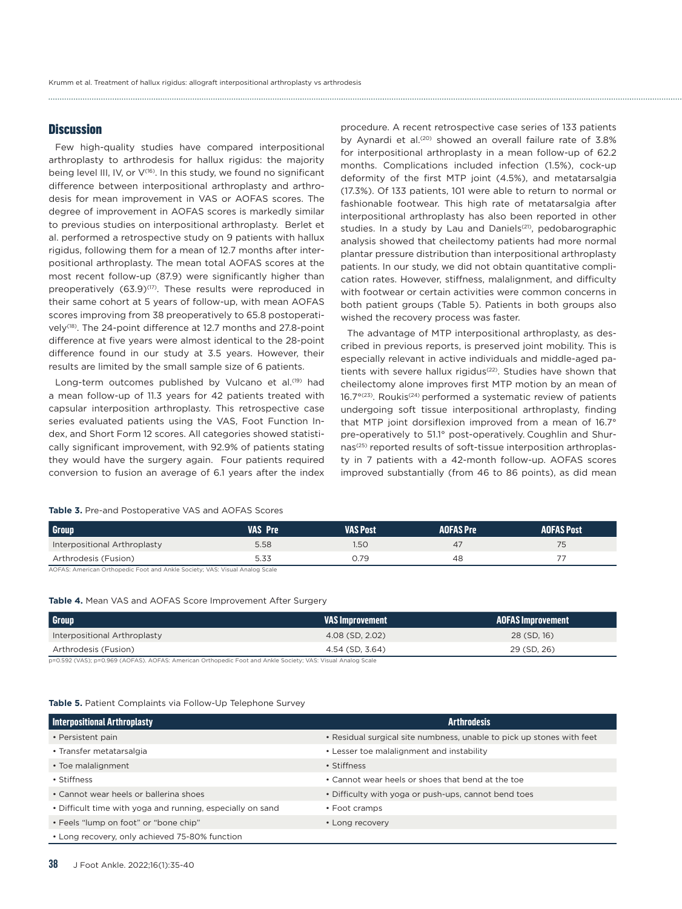## Discussion

Few high-quality studies have compared interpositional arthroplasty to arthrodesis for hallux rigidus: the majority being level III, IV, or V[16]. In this study, we found no significant difference between interpositional arthroplasty and arthrodesis for mean improvement in VAS or AOFAS scores. The degree of improvement in AOFAS scores is markedly similar to previous studies on interpositional arthroplasty. Berlet et al. performed a retrospective study on 9 patients with hallux rigidus, following them for a mean of 12.7 months after interpositional arthroplasty. The mean total AOFAS scores at the most recent follow-up (87.9) were significantly higher than preoperatively (63.9)[17]. These results were reproduced in their same cohort at 5 years of follow-up, with mean AOFAS scores improving from 38 preoperatively to 65.8 postoperatively[18]. The 24-point difference at 12.7 months and 27.8-point difference at five years were almost identical to the 28-point difference found in our study at 3.5 years. However, their results are limited by the small sample size of 6 patients.

Long-term outcomes published by Vulcano et al.[19] had a mean follow-up of 11.3 years for 42 patients treated with capsular interposition arthroplasty. This retrospective case series evaluated patients using the VAS, Foot Function Index, and Short Form 12 scores. All categories showed statistically significant improvement, with 92.9% of patients stating they would have the surgery again. Four patients required conversion to fusion an average of 6.1 years after the index procedure. A recent retrospective case series of 133 patients by Aynardi et al.[20] showed an overall failure rate of 3.8% for interpositional arthroplasty in a mean follow-up of 62.2 months. Complications included infection (1.5%), cock-up deformity of the first MTP joint (4.5%), and metatarsalgia (17.3%). Of 133 patients, 101 were able to return to normal or fashionable footwear. This high rate of metatarsalgia after interpositional arthroplasty has also been reported in other studies. In a study by Lau and Daniels[21], pedobarographic analysis showed that cheilectomy patients had more normal plantar pressure distribution than interpositional arthroplasty patients. In our study, we did not obtain quantitative complication rates. However, stiffness, malalignment, and difficulty with footwear or certain activities were common concerns in both patient groups (Table 5). Patients in both groups also wished the recovery process was faster.

The advantage of MTP interpositional arthroplasty, as described in previous reports, is preserved joint mobility. This is especially relevant in active individuals and middle-aged patients with severe hallux rigidus[22]. Studies have shown that cheilectomy alone improves first MTP motion by an mean of 16.7°[23]. Roukis[24] performed a systematic review of patients undergoing soft tissue interpositional arthroplasty, finding that MTP joint dorsiflexion improved from a mean of 16.7° pre-operatively to 51.1° post-operatively. Coughlin and Shurnas[25] reported results of soft-tissue interposition arthroplasty in 7 patients with a 42-month follow-up. AOFAS scores improved substantially (from 46 to 86 points), as did mean

**Table 3.** Pre-and Postoperative VAS and AOFAS Scores

| Group | VAS Pre | VAS Post | AOFAS Pre | AOFAS Post |
|---|---|---|---|---|
| Interpositional Arthroplasty | 5.58 | 1.50 | 47 | 75 |
| Arthrodesis (Fusion) | 5.33 | 0.79 | 48 | 77 |

AOFAS: American Orthopedic Foot and Ankle Society; VAS: Visual Analog Scale

**Table 4.** Mean VAS and AOFAS Score Improvement After Surgery

| Group | VAS Improvement | AOFAS Improvement |
|---|---|---|
| Interpositional Arthroplasty | 4.08 (SD, 2.02) | 28 (SD, 16) |
| Arthrodesis (Fusion) | 4.54 (SD, 3.64) | 29 (SD, 26) |

p=0.592 (VAS); p=0.969 (AOFAS). AOFAS: American Orthopedic Foot and Ankle Society; VAS: Visual Analog Scale

**Table 5.** Patient Complaints via Follow-Up Telephone Survey

| Interpositional Arthroplasty | Arthrodesis |
|---|---|
| • Persistent pain | • Residual surgical site numbness, unable to pick up stones with feet |
| • Transfer metatarsalgia | • Lesser toe malalignment and instability |
| • Toe malalignment | • Stiffness |
| • Stiffness | • Cannot wear heels or shoes that bend at the toe |
| • Cannot wear heels or ballerina shoes | • Difficulty with yoga or push-ups, cannot bend toes |
| • Difficult time with yoga and running, especially on sand | • Foot cramps |
| • Feels "lump on foot" or "bone chip" | • Long recovery |
| • Long recovery, only achieved 75-80% function | |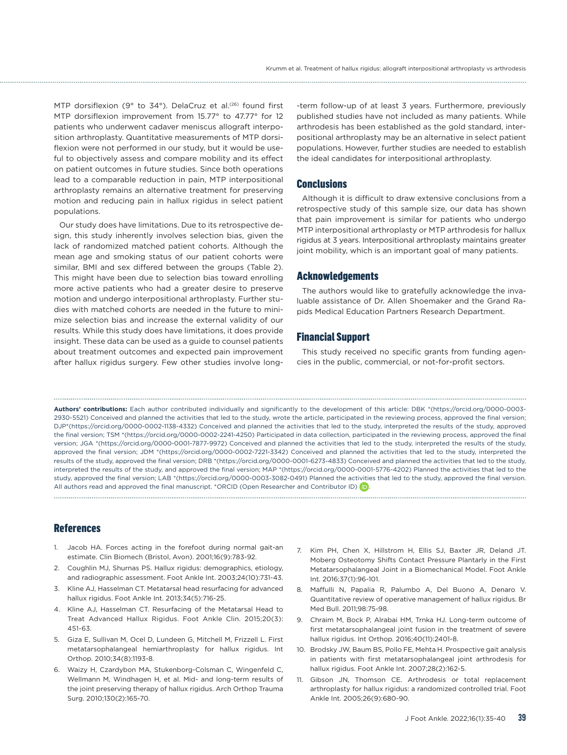MTP dorsiflexion (9° to 34°). DelaCruz et al.[26] found first MTP dorsiflexion improvement from 15.77° to 47.77° for 12 patients who underwent cadaver meniscus allograft interposition arthroplasty. Quantitative measurements of MTP dorsiflexion were not performed in our study, but it would be useful to objectively assess and compare mobility and its effect on patient outcomes in future studies. Since both operations lead to a comparable reduction in pain, MTP interpositional arthroplasty remains an alternative treatment for preserving motion and reducing pain in hallux rigidus in select patient populations.

Our study does have limitations. Due to its retrospective design, this study inherently involves selection bias, given the lack of randomized matched patient cohorts. Although the mean age and smoking status of our patient cohorts were similar, BMI and sex differed between the groups (Table 2). This might have been due to selection bias toward enrolling more active patients who had a greater desire to preserve motion and undergo interpositional arthroplasty. Further studies with matched cohorts are needed in the future to minimize selection bias and increase the external validity of our results. While this study does have limitations, it does provide insight. These data can be used as a guide to counsel patients about treatment outcomes and expected pain improvement after hallux rigidus surgery. Few other studies involve long-term follow-up of at least 3 years. Furthermore, previously published studies have not included as many patients. While arthrodesis has been established as the gold standard, interpositional arthroplasty may be an alternative in select patient populations. However, further studies are needed to establish the ideal candidates for interpositional arthroplasty.

## Conclusions

Although it is difficult to draw extensive conclusions from a retrospective study of this sample size, our data has shown that pain improvement is similar for patients who undergo MTP interpositional arthroplasty or MTP arthrodesis for hallux rigidus at 3 years. Interpositional arthroplasty maintains greater joint mobility, which is an important goal of many patients.

## Acknowledgements

The authors would like to gratefully acknowledge the invaluable assistance of Dr. Allen Shoemaker and the Grand Rapids Medical Education Partners Research Department.

## Financial Support

This study received no specific grants from funding agencies in the public, commercial, or not-for-profit sectors.

**Authors' contributions:** Each author contributed individually and significantly to the development of this article: DBK *(https://orcid.org/0000-0003-2930-5521) Conceived and planned the activities that led to the study, wrote the article, participated in the reviewing process, approved the final version; DJP*(https://orcid.org/0000-0002-1138-4332) Conceived and planned the activities that led to the study, interpreted the results of the study, approved the final version; TSM *(https://orcid.org/0000-0002-2241-4250) Participated in data collection, participated in the reviewing process, approved the final version; JGA *(https://orcid.org/0000-0001-7877-9972) Conceived and planned the activities that led to the study, interpreted the results of the study, approved the final version; JDM *(https://orcid.org/0000-0002-7221-3342) Conceived and planned the activities that led to the study, interpreted the results of the study, approved the final version; DRB *(https://orcid.org/0000-0001-6273-4833) Conceived and planned the activities that led to the study, interpreted the results of the study, and approved the final version; MAP *(https://orcid.org/0000-0001-5776-4202) Planned the activities that led to the study, approved the final version; LAB *(https://orcid.org/0000-0003-3082-0491) Planned the activities that led to the study, approved the final version. All authors read and approved the final manuscript. *ORCID (Open Researcher and Contributor ID)

## References

1. Jacob HA. Forces acting in the forefoot during normal gait-an estimate. Clin Biomech (Bristol, Avon). 2001;16(9):783-92.
2. Coughlin MJ, Shurnas PS. Hallux rigidus: demographics, etiology, and radiographic assessment. Foot Ankle Int. 2003;24(10):731-43.
3. Kline AJ, Hasselman CT. Metatarsal head resurfacing for advanced hallux rigidus. Foot Ankle Int. 2013;34(5):716-25.
4. Kline AJ, Hasselman CT. Resurfacing of the Metatarsal Head to Treat Advanced Hallux Rigidus. Foot Ankle Clin. 2015;20(3):451-63.
5. Giza E, Sullivan M, Ocel D, Lundeen G, Mitchell M, Frizzell L. First metatarsophalangeal hemiarthroplasty for hallux rigidus. Int Orthop. 2010;34(8):1193-8.
6. Waizy H, Czardybon MA, Stukenborg-Colsman C, Wingenfeld C, Wellmann M, Windhagen H, et al. Mid- and long-term results of the joint preserving therapy of hallux rigidus. Arch Orthop Trauma Surg. 2010;130(2):165-70.
7. Kim PH, Chen X, Hillstrom H, Ellis SJ, Baxter JR, Deland JT. Moberg Osteotomy Shifts Contact Pressure Plantarly in the First Metatarsophalangeal Joint in a Biomechanical Model. Foot Ankle Int. 2016;37(1):96-101.
8. Maffulli N, Papalia R, Palumbo A, Del Buono A, Denaro V. Quantitative review of operative management of hallux rigidus. Br Med Bull. 2011;98:75-98.
9. Chraim M, Bock P, Alrabai HM, Trnka HJ. Long-term outcome of first metatarsophalangeal joint fusion in the treatment of severe hallux rigidus. Int Orthop. 2016;40(11):2401-8.
10. Brodsky JW, Baum BS, Pollo FE, Mehta H. Prospective gait analysis in patients with first metatarsophalangeal joint arthrodesis for hallux rigidus. Foot Ankle Int. 2007;28(2):162-5.
11. Gibson JN, Thomson CE. Arthrodesis or total replacement arthroplasty for hallux rigidus: a randomized controlled trial. Foot Ankle Int. 2005;26(9):680-90.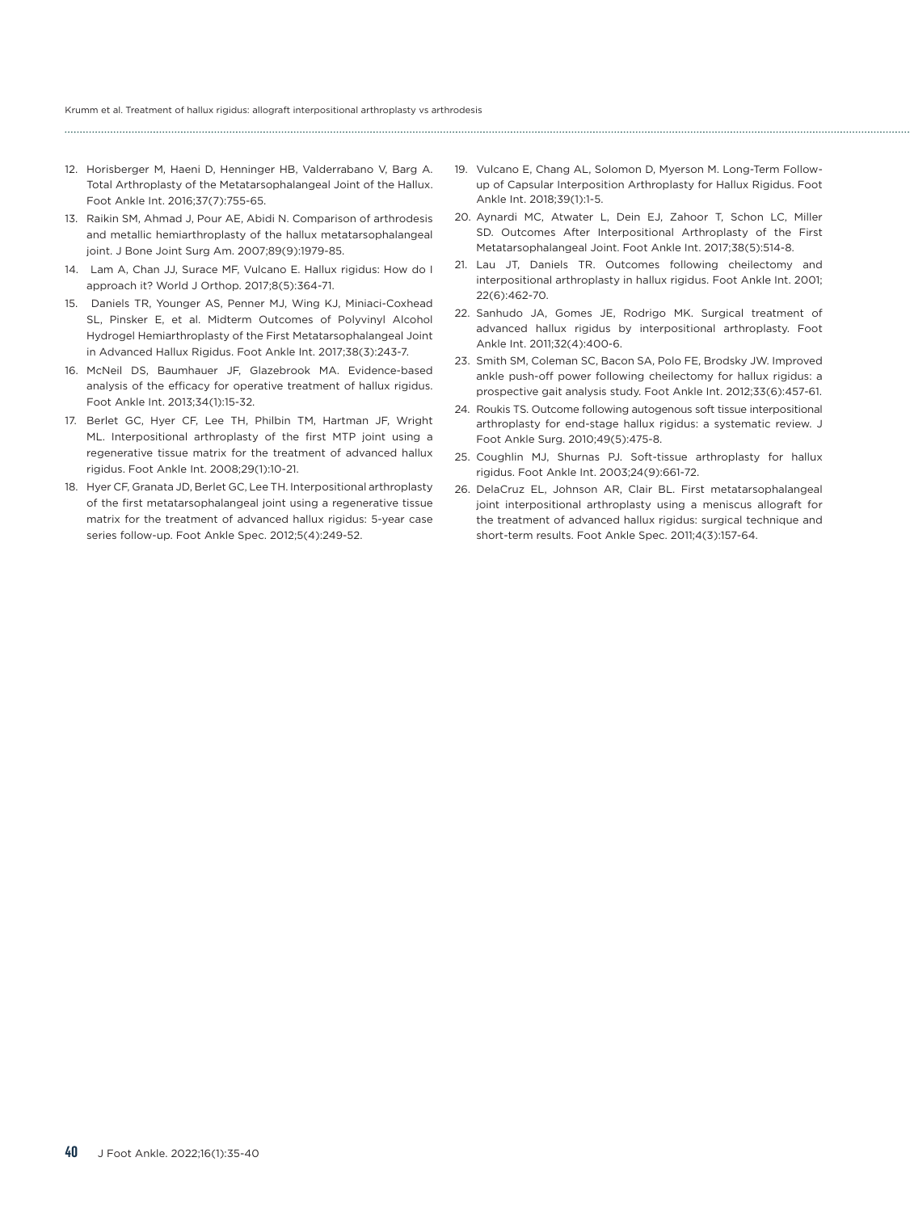12. Horisberger M, Haeni D, Henninger HB, Valderrabano V, Barg A. Total Arthroplasty of the Metatarsophalangeal Joint of the Hallux. Foot Ankle Int. 2016;37(7):755-65.
13. Raikin SM, Ahmad J, Pour AE, Abidi N. Comparison of arthrodesis and metallic hemiarthroplasty of the hallux metatarsophalangeal joint. J Bone Joint Surg Am. 2007;89(9):1979-85.
14. Lam A, Chan JJ, Surace MF, Vulcano E. Hallux rigidus: How do I approach it? World J Orthop. 2017;8(5):364-71.
15. Daniels TR, Younger AS, Penner MJ, Wing KJ, Miniaci-Coxhead SL, Pinsker E, et al. Midterm Outcomes of Polyvinyl Alcohol Hydrogel Hemiarthroplasty of the First Metatarsophalangeal Joint in Advanced Hallux Rigidus. Foot Ankle Int. 2017;38(3):243-7.
16. McNeil DS, Baumhauer JF, Glazebrook MA. Evidence-based analysis of the efficacy for operative treatment of hallux rigidus. Foot Ankle Int. 2013;34(1):15-32.
17. Berlet GC, Hyer CF, Lee TH, Philbin TM, Hartman JF, Wright ML. Interpositional arthroplasty of the first MTP joint using a regenerative tissue matrix for the treatment of advanced hallux rigidus. Foot Ankle Int. 2008;29(1):10-21.
18. Hyer CF, Granata JD, Berlet GC, Lee TH. Interpositional arthroplasty of the first metatarsophalangeal joint using a regenerative tissue matrix for the treatment of advanced hallux rigidus: 5-year case series follow-up. Foot Ankle Spec. 2012;5(4):249-52.
19. Vulcano E, Chang AL, Solomon D, Myerson M. Long-Term Follow-up of Capsular Interposition Arthroplasty for Hallux Rigidus. Foot Ankle Int. 2018;39(1):1-5.
20. Aynardi MC, Atwater L, Dein EJ, Zahoor T, Schon LC, Miller SD. Outcomes After Interpositional Arthroplasty of the First Metatarsophalangeal Joint. Foot Ankle Int. 2017;38(5):514-8.
21. Lau JT, Daniels TR. Outcomes following cheilectomy and interpositional arthroplasty in hallux rigidus. Foot Ankle Int. 2001; 22(6):462-70.
22. Sanhudo JA, Gomes JE, Rodrigo MK. Surgical treatment of advanced hallux rigidus by interpositional arthroplasty. Foot Ankle Int. 2011;32(4):400-6.
23. Smith SM, Coleman SC, Bacon SA, Polo FE, Brodsky JW. Improved ankle push-off power following cheilectomy for hallux rigidus: a prospective gait analysis study. Foot Ankle Int. 2012;33(6):457-61.
24. Roukis TS. Outcome following autogenous soft tissue interpositional arthroplasty for end-stage hallux rigidus: a systematic review. J Foot Ankle Surg. 2010;49(5):475-8.
25. Coughlin MJ, Shurnas PJ. Soft-tissue arthroplasty for hallux rigidus. Foot Ankle Int. 2003;24(9):661-72.
26. DelaCruz EL, Johnson AR, Clair BL. First metatarsophalangeal joint interpositional arthroplasty using a meniscus allograft for the treatment of advanced hallux rigidus: surgical technique and short-term results. Foot Ankle Spec. 2011;4(3):157-64.